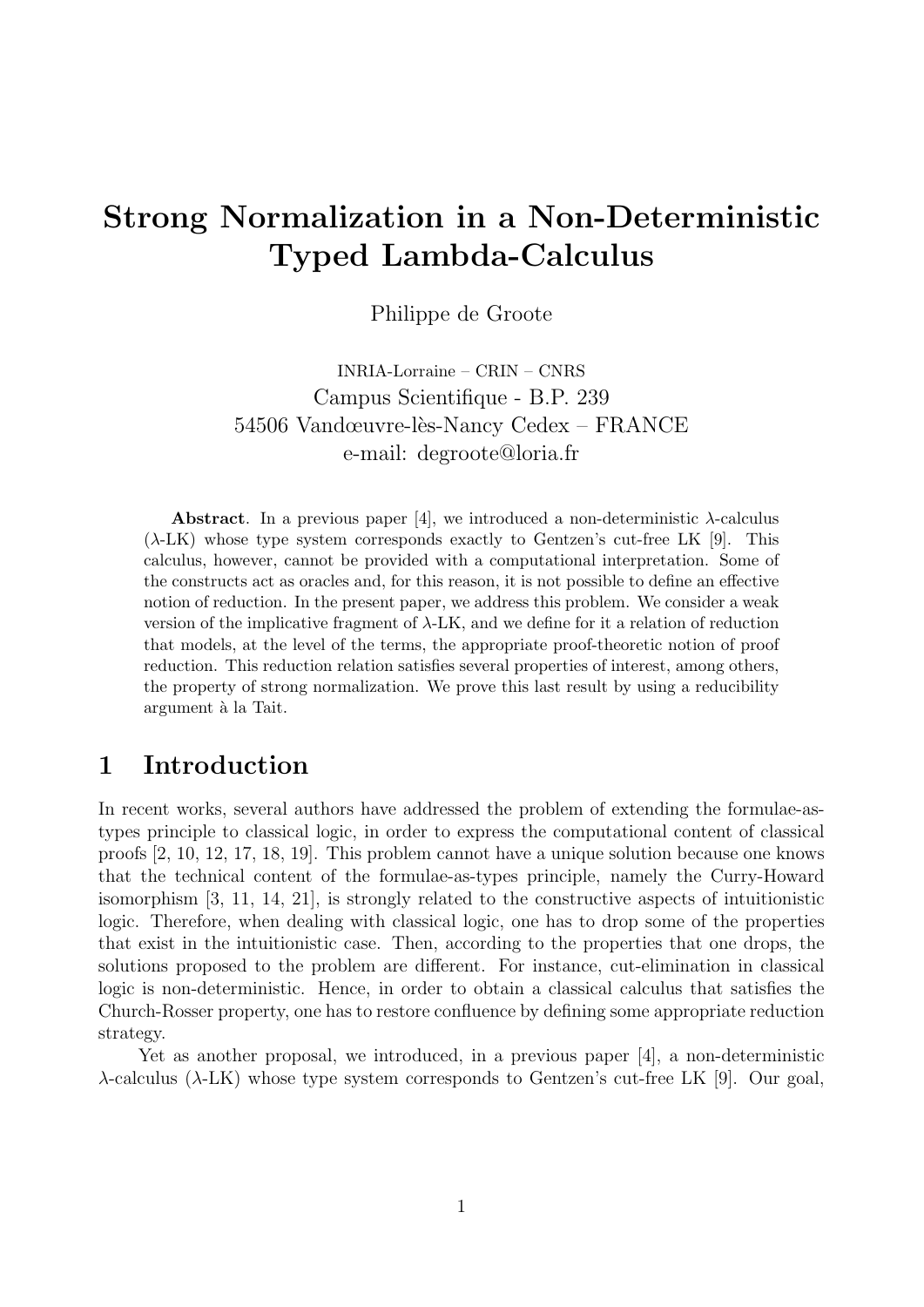# Strong Normalization in a Non-Deterministic Typed Lambda-Calculus

Philippe de Groote

INRIA-Lorraine – CRIN – CNRS
Campus Scientifique - B.P. 239
54506 Vandœuvre-lès-Nancy Cedex – FRANCE
e-mail: degroote@loria.fr

**Abstract**. In a previous paper [4], we introduced a non-deterministic $\lambda$-calculus ($\lambda$-LK) whose type system corresponds exactly to Gentzen's cut-free LK [9]. This calculus, however, cannot be provided with a computational interpretation. Some of the constructs act as oracles and, for this reason, it is not possible to define an effective notion of reduction. In the present paper, we address this problem. We consider a weak version of the implicative fragment of $\lambda$-LK, and we define for it a relation of reduction that models, at the level of the terms, the appropriate proof-theoretic notion of proof reduction. This reduction relation satisfies several properties of interest, among others, the property of strong normalization. We prove this last result by using a reducibility argument à la Tait.

## 1 Introduction

In recent works, several authors have addressed the problem of extending the formulae-as-types principle to classical logic, in order to express the computational content of classical proofs [2, 10, 12, 17, 18, 19]. This problem cannot have a unique solution because one knows that the technical content of the formulae-as-types principle, namely the Curry-Howard isomorphism [3, 11, 14, 21], is strongly related to the constructive aspects of intuitionistic logic. Therefore, when dealing with classical logic, one has to drop some of the properties that exist in the intuitionistic case. Then, according to the properties that one drops, the solutions proposed to the problem are different. For instance, cut-elimination in classical logic is non-deterministic. Hence, in order to obtain a classical calculus that satisfies the Church-Rosser property, one has to restore confluence by defining some appropriate reduction strategy.

Yet as another proposal, we introduced, in a previous paper [4], a non-deterministic $\lambda$-calculus ($\lambda$-LK) whose type system corresponds to Gentzen's cut-free LK [9]. Our goal,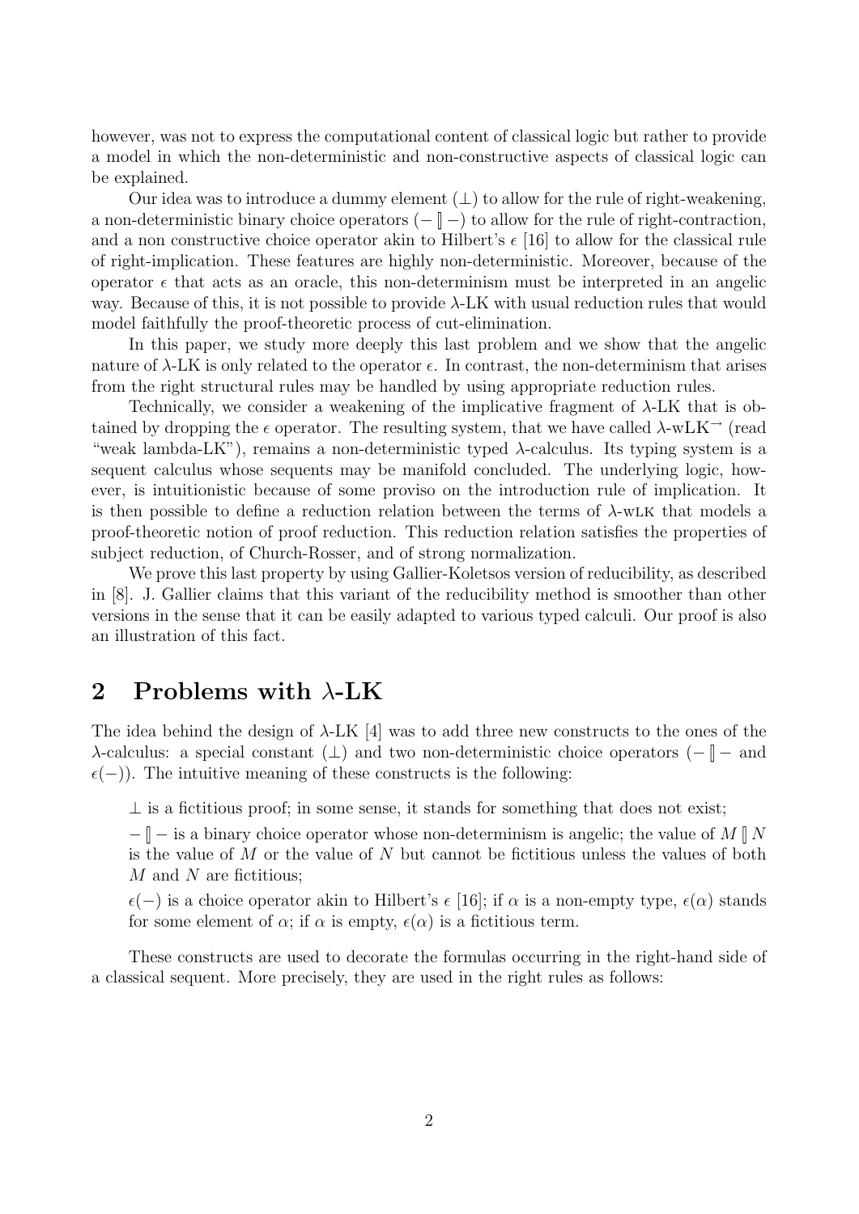however, was not to express the computational content of classical logic but rather to provide a model in which the non-deterministic and non-constructive aspects of classical logic can be explained.

Our idea was to introduce a dummy element ($\bot$) to allow for the rule of right-weakening, a non-deterministic binary choice operators ($- \mathbin{[\![} -$) to allow for the rule of right-contraction, and a non constructive choice operator akin to Hilbert's $\epsilon$ [16] to allow for the classical rule of right-implication. These features are highly non-deterministic. Moreover, because of the operator $\epsilon$ that acts as an oracle, this non-determinism must be interpreted in an angelic way. Because of this, it is not possible to provide $\lambda$-LK with usual reduction rules that would model faithfully the proof-theoretic process of cut-elimination.

In this paper, we study more deeply this last problem and we show that the angelic nature of $\lambda$-LK is only related to the operator $\epsilon$. In contrast, the non-determinism that arises from the right structural rules may be handled by using appropriate reduction rules.

Technically, we consider a weakening of the implicative fragment of $\lambda$-LK that is obtained by dropping the $\epsilon$ operator. The resulting system, that we have called $\lambda$-wLK$^{\rightarrow}$ (read "weak lambda-LK"), remains a non-deterministic typed $\lambda$-calculus. Its typing system is a sequent calculus whose sequents may be manifold concluded. The underlying logic, however, is intuitionistic because of some proviso on the introduction rule of implication. It is then possible to define a reduction relation between the terms of $\lambda$-wLK that models a proof-theoretic notion of proof reduction. This reduction relation satisfies the properties of subject reduction, of Church-Rosser, and of strong normalization.

We prove this last property by using Gallier-Koletsos version of reducibility, as described in [8]. J. Gallier claims that this variant of the reducibility method is smoother than other versions in the sense that it can be easily adapted to various typed calculi. Our proof is also an illustration of this fact.

## 2 Problems with $\lambda$-LK

The idea behind the design of $\lambda$-LK [4] was to add three new constructs to the ones of the $\lambda$-calculus: a special constant ($\bot$) and two non-deterministic choice operators ($- \mathbin{[\![} -$ and $\epsilon(-)$). The intuitive meaning of these constructs is the following:

$\bot$ is a fictitious proof; in some sense, it stands for something that does not exist;

$- \mathbin{[\![} -$ is a binary choice operator whose non-determinism is angelic; the value of $M \mathbin{[\![} N$ is the value of $M$ or the value of $N$ but cannot be fictitious unless the values of both $M$ and $N$ are fictitious;

$\epsilon(-)$ is a choice operator akin to Hilbert's $\epsilon$ [16]; if $\alpha$ is a non-empty type, $\epsilon(\alpha)$ stands for some element of $\alpha$; if $\alpha$ is empty, $\epsilon(\alpha)$ is a fictitious term.

These constructs are used to decorate the formulas occurring in the right-hand side of a classical sequent. More precisely, they are used in the right rules as follows: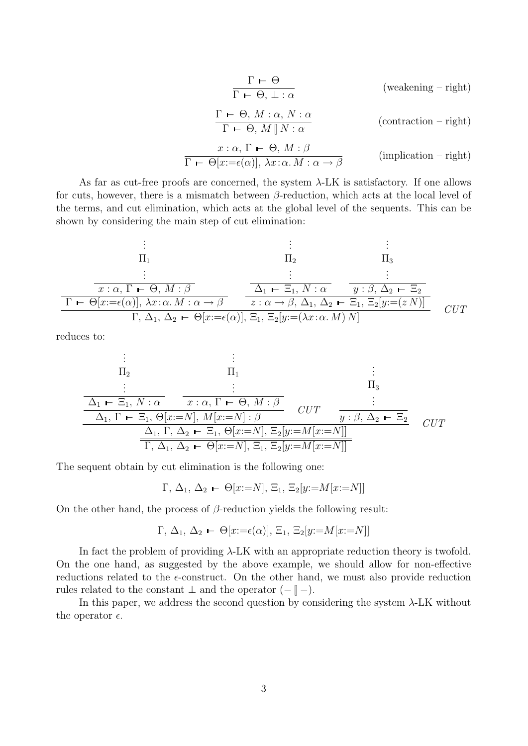$$\frac{\Gamma \vdash \Theta}{\Gamma \vdash \Theta,\, \bot : \alpha} \qquad \text{(weakening – right)}$$

$$\frac{\Gamma \vdash \Theta,\, M : \alpha,\, N : \alpha}{\Gamma \vdash \Theta,\, M \,[\!]\, N : \alpha} \qquad \text{(contraction – right)}$$

$$\frac{x : \alpha,\, \Gamma \vdash \Theta,\, M : \beta}{\Gamma \vdash \Theta[x{:=}\epsilon(\alpha)],\, \lambda x\!:\!\alpha.\, M : \alpha \to \beta} \qquad \text{(implication – right)}$$

As far as cut-free proofs are concerned, the system $\lambda$-LK is satisfactory. If one allows for cuts, however, there is a mismatch between $\beta$-reduction, which acts at the local level of the terms, and cut elimination, which acts at the global level of the sequents. This can be shown by considering the main step of cut elimination:

$$\dfrac{\dfrac{\begin{array}{c}\vdots\\ \Pi_1 \\ \vdots \\ \hline x : \alpha,\, \Gamma \vdash \Theta,\, M : \beta\end{array}}{\Gamma \vdash \Theta[x{:=}\epsilon(\alpha)],\, \lambda x\!:\!\alpha.\, M : \alpha \to \beta} \qquad \dfrac{\begin{array}{c}\vdots\\ \Pi_2 \\ \vdots \\ \hline \Delta_1 \vdash \Xi_1,\, N : \alpha\end{array} \qquad \begin{array}{c}\vdots\\ \Pi_3 \\ \vdots \\ \hline y : \beta,\, \Delta_2 \vdash \Xi_2\end{array}}{z : \alpha \to \beta,\, \Delta_1,\, \Delta_2 \vdash \Xi_1,\, \Xi_2[y{:=}(z\, N)]}}{\Gamma,\, \Delta_1,\, \Delta_2 \vdash \Theta[x{:=}\epsilon(\alpha)],\, \Xi_1,\, \Xi_2[y{:=}(\lambda x\!:\!\alpha.\, M)\, N]}\; CUT$$

reduces to:

$$\dfrac{\dfrac{\dfrac{\begin{array}{c}\vdots\\ \Pi_2 \\ \vdots \\ \hline \Delta_1 \vdash \Xi_1,\, N : \alpha\end{array} \qquad \begin{array}{c}\vdots\\ \Pi_1 \\ \vdots \\ \hline x : \alpha,\, \Gamma \vdash \Theta,\, M : \beta\end{array}}{\Delta_1,\, \Gamma \vdash \Xi_1,\, \Theta[x{:=}N],\, M[x{:=}N] : \beta}\; CUT \qquad \begin{array}{c}\vdots\\ \Pi_3 \\ \vdots \\ \hline y : \beta,\, \Delta_2 \vdash \Xi_2\end{array}}{\Delta_1,\, \Gamma,\, \Delta_2 \vdash \Xi_1,\, \Theta[x{:=}N],\, \Xi_2[y{:=}M[x{:=}N]]}\; CUT}{\Gamma,\, \Delta_1,\, \Delta_2 \vdash \Theta[x{:=}N],\, \Xi_1,\, \Xi_2[y{:=}M[x{:=}N]]}$$

The sequent obtain by cut elimination is the following one:

$$\Gamma,\, \Delta_1,\, \Delta_2 \vdash \Theta[x{:=}N],\, \Xi_1,\, \Xi_2[y{:=}M[x{:=}N]]$$

On the other hand, the process of $\beta$-reduction yields the following result:

$$\Gamma,\, \Delta_1,\, \Delta_2 \vdash \Theta[x{:=}\epsilon(\alpha)],\, \Xi_1,\, \Xi_2[y{:=}M[x{:=}N]]$$

In fact the problem of providing $\lambda$-LK with an appropriate reduction theory is twofold. On the one hand, as suggested by the above example, we should allow for non-effective reductions related to the $\epsilon$-construct. On the other hand, we must also provide reduction rules related to the constant $\bot$ and the operator $(- \,[\!]\, -)$.

In this paper, we address the second question by considering the system $\lambda$-LK without the operator $\epsilon$.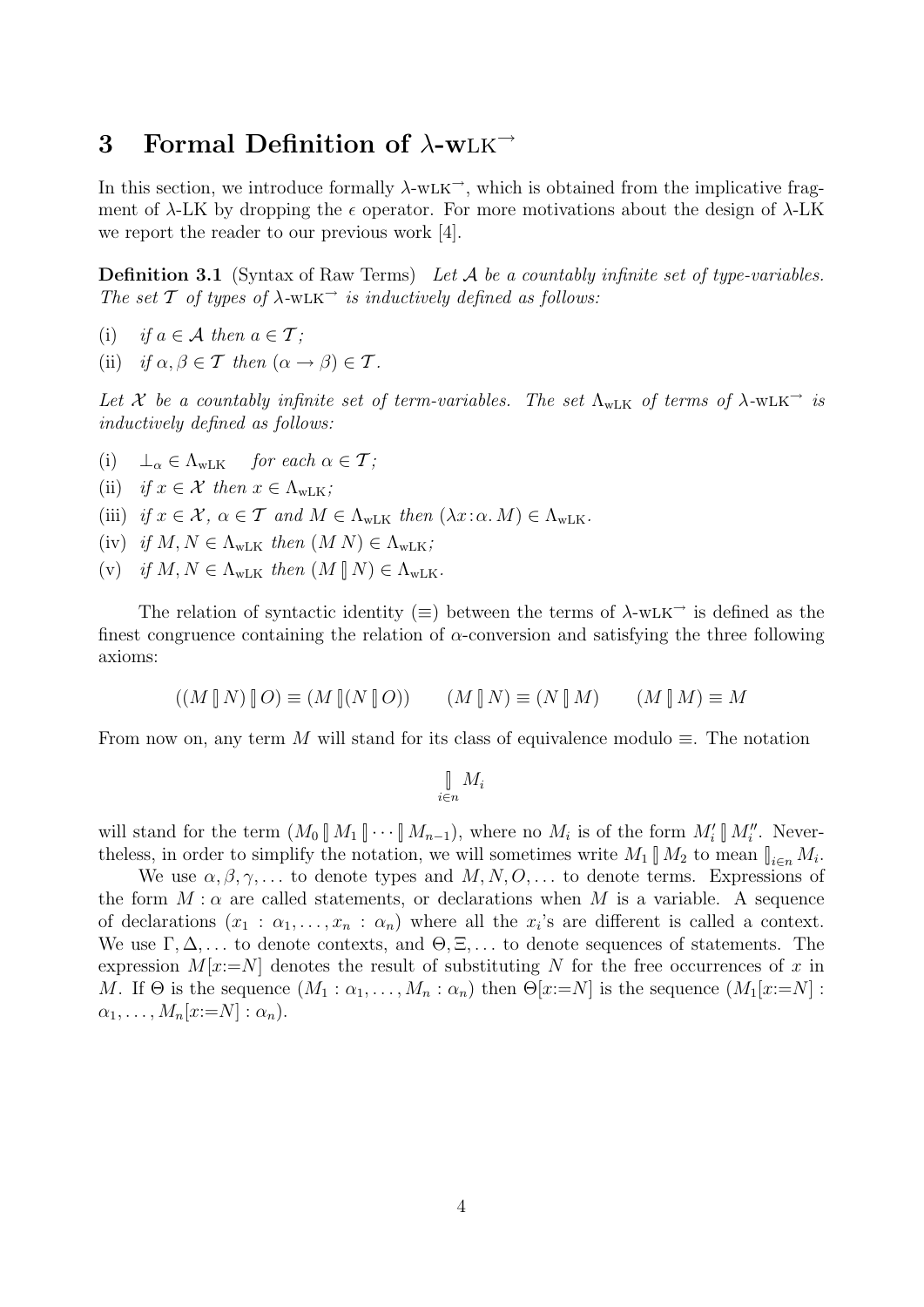# 3 Formal Definition of $\lambda$-wLK$^{\rightarrow}$

In this section, we introduce formally $\lambda$-wLK$^{\rightarrow}$, which is obtained from the implicative fragment of $\lambda$-LK by dropping the $\epsilon$ operator. For more motivations about the design of $\lambda$-LK we report the reader to our previous work [4].

**Definition 3.1** (Syntax of Raw Terms) *Let $\mathcal{A}$ be a countably infinite set of type-variables. The set $\mathcal{T}$ of types of $\lambda$-wLK$^{\rightarrow}$ is inductively defined as follows:*

(i) *if $a \in \mathcal{A}$ then $a \in \mathcal{T}$;*

(ii) *if $\alpha, \beta \in \mathcal{T}$ then $(\alpha \rightarrow \beta) \in \mathcal{T}$.*

*Let $\mathcal{X}$ be a countably infinite set of term-variables. The set $\Lambda_{\text{wLK}}$ of terms of $\lambda$-wLK$^{\rightarrow}$ is inductively defined as follows:*

(i) $\bot_\alpha \in \Lambda_{\text{wLK}}$ *for each $\alpha \in \mathcal{T}$;*

(ii) *if $x \in \mathcal{X}$ then $x \in \Lambda_{\text{wLK}}$;*

(iii) *if $x \in \mathcal{X}$, $\alpha \in \mathcal{T}$ and $M \in \Lambda_{\text{wLK}}$ then $(\lambda x\!:\!\alpha.\, M) \in \Lambda_{\text{wLK}}$.*

(iv) *if $M, N \in \Lambda_{\text{wLK}}$ then $(M\, N) \in \Lambda_{\text{wLK}}$;*

(v) *if $M, N \in \Lambda_{\text{wLK}}$ then $(M \talloblong N) \in \Lambda_{\text{wLK}}$.*

The relation of syntactic identity ($\equiv$) between the terms of $\lambda$-wLK$^{\rightarrow}$ is defined as the finest congruence containing the relation of $\alpha$-conversion and satisfying the three following axioms:

$$((M \talloblong N) \talloblong O) \equiv (M \talloblong (N \talloblong O)) \qquad (M \talloblong N) \equiv (N \talloblong M) \qquad (M \talloblong M) \equiv M$$

From now on, any term $M$ will stand for its class of equivalence modulo $\equiv$. The notation

$$\talloblong_{i \in n} M_i$$

will stand for the term $(M_0 \talloblong M_1 \talloblong \cdots \talloblong M_{n-1})$, where no $M_i$ is of the form $M_i' \talloblong M_i''$. Nevertheless, in order to simplify the notation, we will sometimes write $M_1 \talloblong M_2$ to mean $\talloblong_{i \in n} M_i$.

We use $\alpha, \beta, \gamma, \ldots$ to denote types and $M, N, O, \ldots$ to denote terms. Expressions of the form $M : \alpha$ are called statements, or declarations when $M$ is a variable. A sequence of declarations $(x_1 : \alpha_1, \ldots, x_n : \alpha_n)$ where all the $x_i$'s are different is called a context. We use $\Gamma, \Delta, \ldots$ to denote contexts, and $\Theta, \Xi, \ldots$ to denote sequences of statements. The expression $M[x{:=}N]$ denotes the result of substituting $N$ for the free occurrences of $x$ in $M$. If $\Theta$ is the sequence $(M_1 : \alpha_1, \ldots, M_n : \alpha_n)$ then $\Theta[x{:=}N]$ is the sequence $(M_1[x{:=}N] : \alpha_1, \ldots, M_n[x{:=}N] : \alpha_n)$.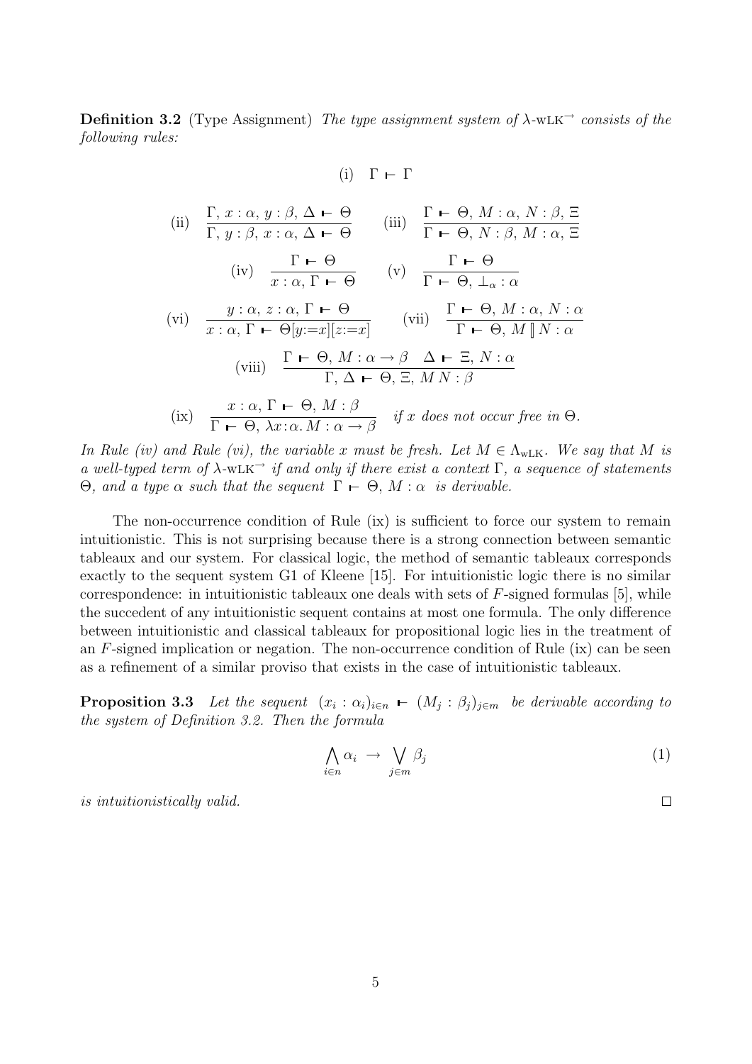**Definition 3.2** (Type Assignment) *The type assignment system of $\lambda$-wLK$^{\rightarrow}$ consists of the following rules:*

$$\text{(i)} \quad \Gamma \vdash \Gamma$$

$$\text{(ii)} \quad \frac{\Gamma,\, x:\alpha,\, y:\beta,\, \Delta \vdash \Theta}{\Gamma,\, y:\beta,\, x:\alpha,\, \Delta \vdash \Theta} \qquad \text{(iii)} \quad \frac{\Gamma \vdash \Theta,\, M:\alpha,\, N:\beta,\, \Xi}{\Gamma \vdash \Theta,\, N:\beta,\, M:\alpha,\, \Xi}$$

$$\text{(iv)} \quad \frac{\Gamma \vdash \Theta}{x:\alpha,\, \Gamma \vdash \Theta} \qquad \text{(v)} \quad \frac{\Gamma \vdash \Theta}{\Gamma \vdash \Theta,\, \bot_\alpha : \alpha}$$

$$\text{(vi)} \quad \frac{y:\alpha,\, z:\alpha,\, \Gamma \vdash \Theta}{x:\alpha,\, \Gamma \vdash \Theta[y{:=}x][z{:=}x]} \qquad \text{(vii)} \quad \frac{\Gamma \vdash \Theta,\, M:\alpha,\, N:\alpha}{\Gamma \vdash \Theta,\, M \,[\!]\, N:\alpha}$$

$$\text{(viii)} \quad \frac{\Gamma \vdash \Theta,\, M:\alpha\to\beta \quad \Delta \vdash \Xi,\, N:\alpha}{\Gamma,\, \Delta \vdash \Theta,\, \Xi,\, M\,N:\beta}$$

$$\text{(ix)} \quad \frac{x:\alpha,\, \Gamma \vdash \Theta,\, M:\beta}{\Gamma \vdash \Theta,\, \lambda x{:}\alpha.\, M : \alpha\to\beta} \quad \textit{if } x \textit{ does not occur free in } \Theta.$$

*In Rule (iv) and Rule (vi), the variable $x$ must be fresh. Let $M \in \Lambda_{\mathrm{wLK}}$. We say that $M$ is a well-typed term of $\lambda$-wLK$^{\rightarrow}$ if and only if there exist a context $\Gamma$, a sequence of statements $\Theta$, and a type $\alpha$ such that the sequent $\Gamma \vdash \Theta,\, M:\alpha$ is derivable.*

The non-occurrence condition of Rule (ix) is sufficient to force our system to remain intuitionistic. This is not surprising because there is a strong connection between semantic tableaux and our system. For classical logic, the method of semantic tableaux corresponds exactly to the sequent system G1 of Kleene [15]. For intuitionistic logic there is no similar correspondence: in intuitionistic tableaux one deals with sets of $F$-signed formulas [5], while the succedent of any intuitionistic sequent contains at most one formula. The only difference between intuitionistic and classical tableaux for propositional logic lies in the treatment of an $F$-signed implication or negation. The non-occurrence condition of Rule (ix) can be seen as a refinement of a similar proviso that exists in the case of intuitionistic tableaux.

**Proposition 3.3** *Let the sequent $(x_i : \alpha_i)_{i\in n} \vdash (M_j : \beta_j)_{j\in m}$ be derivable according to the system of Definition 3.2. Then the formula*

$$\bigwedge_{i\in n} \alpha_i \;\to\; \bigvee_{j\in m} \beta_j \tag{1}$$

*is intuitionistically valid.* □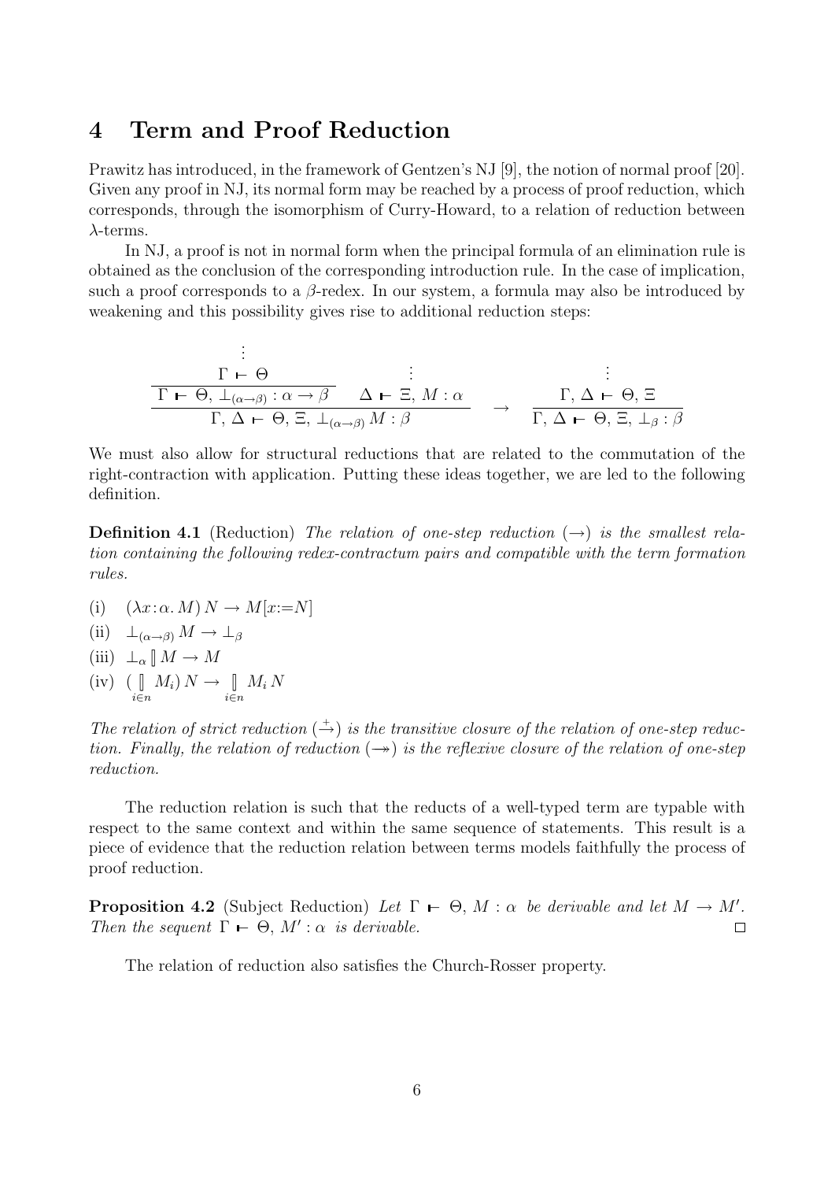# 4 Term and Proof Reduction

Prawitz has introduced, in the framework of Gentzen's NJ [9], the notion of normal proof [20]. Given any proof in NJ, its normal form may be reached by a process of proof reduction, which corresponds, through the isomorphism of Curry-Howard, to a relation of reduction between $\lambda$-terms.

In NJ, a proof is not in normal form when the principal formula of an elimination rule is obtained as the conclusion of the corresponding introduction rule. In the case of implication, such a proof corresponds to a $\beta$-redex. In our system, a formula may also be introduced by weakening and this possibility gives rise to additional reduction steps:

$$
\dfrac{\dfrac{\begin{array}{c}\vdots\\ \Gamma \vdash \Theta\end{array}}{\Gamma \vdash \Theta,\, \bot_{(\alpha\to\beta)} : \alpha \to \beta} \qquad \begin{array}{c}\vdots\\ \Delta \vdash \Xi,\, M : \alpha\end{array}}{\Gamma,\, \Delta \vdash \Theta,\, \Xi,\, \bot_{(\alpha\to\beta)}\, M : \beta}
\quad \to \quad
\dfrac{\begin{array}{c}\vdots\\ \Gamma,\, \Delta \vdash \Theta,\, \Xi\end{array}}{\Gamma,\, \Delta \vdash \Theta,\, \Xi,\, \bot_\beta : \beta}
$$

We must also allow for structural reductions that are related to the commutation of the right-contraction with application. Putting these ideas together, we are led to the following definition.

**Definition 4.1** (Reduction) *The relation of one-step reduction ($\to$) is the smallest relation containing the following redex-contractum pairs and compatible with the term formation rules.*

(i) $(\lambda x\!:\!\alpha.\, M)\, N \to M[x\!:=\!N]$

(ii) $\bot_{(\alpha\to\beta)}\, M \to \bot_\beta$

(iii) $\bot_\alpha \,[\!]\, M \to M$

(iv) $(\underset{i\in n}{[\!]}\, M_i)\, N \to \underset{i\in n}{[\!]}\, M_i\, N$

*The relation of strict reduction ($\overset{+}{\to}$) is the transitive closure of the relation of one-step reduction. Finally, the relation of reduction ($\twoheadrightarrow$) is the reflexive closure of the relation of one-step reduction.*

The reduction relation is such that the reducts of a well-typed term are typable with respect to the same context and within the same sequence of statements. This result is a piece of evidence that the reduction relation between terms models faithfully the process of proof reduction.

**Proposition 4.2** (Subject Reduction) *Let $\Gamma \vdash \Theta,\, M : \alpha$ be derivable and let $M \to M'$. Then the sequent $\Gamma \vdash \Theta,\, M' : \alpha$ is derivable.* □

The relation of reduction also satisfies the Church-Rosser property.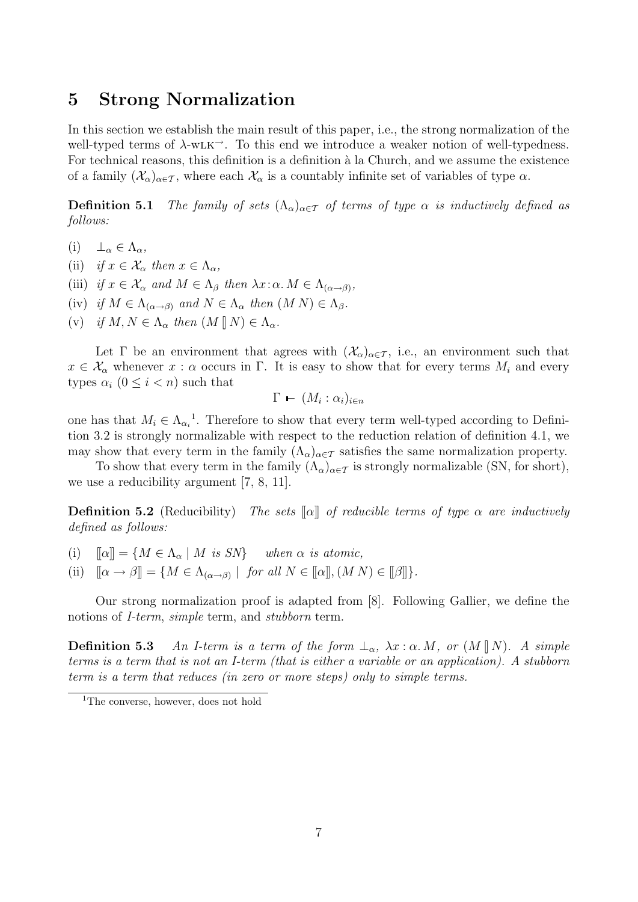## 5 Strong Normalization

In this section we establish the main result of this paper, i.e., the strong normalization of the well-typed terms of $\lambda$-wLK$^{\rightarrow}$. To this end we introduce a weaker notion of well-typedness. For technical reasons, this definition is a definition à la Church, and we assume the existence of a family $(\mathcal{X}_\alpha)_{\alpha \in \mathcal{T}}$, where each $\mathcal{X}_\alpha$ is a countably infinite set of variables of type $\alpha$.

**Definition 5.1** *The family of sets $(\Lambda_\alpha)_{\alpha \in \mathcal{T}}$ of terms of type $\alpha$ is inductively defined as follows:*

(i) $\perp_\alpha \in \Lambda_\alpha$,

(ii) *if* $x \in \mathcal{X}_\alpha$ *then* $x \in \Lambda_\alpha$,

(iii) *if* $x \in \mathcal{X}_\alpha$ *and* $M \in \Lambda_\beta$ *then* $\lambda x{:}\alpha.\, M \in \Lambda_{(\alpha \to \beta)}$,

(iv) *if* $M \in \Lambda_{(\alpha \to \beta)}$ *and* $N \in \Lambda_\alpha$ *then* $(M\, N) \in \Lambda_\beta$.

(v) *if* $M, N \in \Lambda_\alpha$ *then* $(M \,[\!]\, N) \in \Lambda_\alpha$.

Let $\Gamma$ be an environment that agrees with $(\mathcal{X}_\alpha)_{\alpha \in \mathcal{T}}$, i.e., an environment such that $x \in \mathcal{X}_\alpha$ whenever $x : \alpha$ occurs in $\Gamma$. It is easy to show that for every terms $M_i$ and every types $\alpha_i$ $(0 \leq i < n)$ such that

$$\Gamma \vdash (M_i : \alpha_i)_{i \in n}$$

one has that $M_i \in \Lambda_{\alpha_i}$[1]. Therefore to show that every term well-typed according to Definition 3.2 is strongly normalizable with respect to the reduction relation of definition 4.1, we may show that every term in the family $(\Lambda_\alpha)_{\alpha \in \mathcal{T}}$ satisfies the same normalization property.

To show that every term in the family $(\Lambda_\alpha)_{\alpha \in \mathcal{T}}$ is strongly normalizable (SN, for short), we use a reducibility argument [7, 8, 11].

**Definition 5.2** (Reducibility) *The sets $[\![\alpha]\!]$ of reducible terms of type $\alpha$ are inductively defined as follows:*

(i) $[\![\alpha]\!] = \{M \in \Lambda_\alpha \mid M \text{ is SN}\}$ *when $\alpha$ is atomic,*

(ii) $[\![\alpha \to \beta]\!] = \{M \in \Lambda_{(\alpha \to \beta)} \mid \text{ for all } N \in [\![\alpha]\!], (M\, N) \in [\![\beta]\!]\}$.

Our strong normalization proof is adapted from [8]. Following Gallier, we define the notions of *I-term*, *simple* term, and *stubborn* term.

**Definition 5.3** *An I-term is a term of the form $\perp_\alpha$, $\lambda x : \alpha.\, M$, or $(M \,[\!]\, N)$. A simple terms is a term that is not an I-term (that is either a variable or an application). A stubborn term is a term that reduces (in zero or more steps) only to simple terms.*

[1] The converse, however, does not hold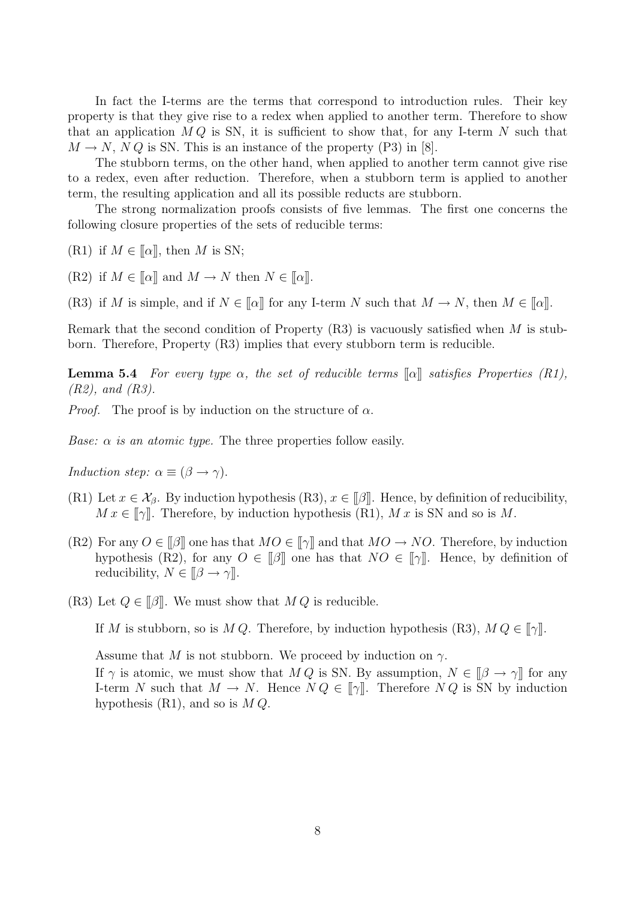In fact the I-terms are the terms that correspond to introduction rules. Their key property is that they give rise to a redex when applied to another term. Therefore to show that an application $M\,Q$ is SN, it is sufficient to show that, for any I-term $N$ such that $M \twoheadrightarrow N$, $N\,Q$ is SN. This is an instance of the property (P3) in [8].

The stubborn terms, on the other hand, when applied to another term cannot give rise to a redex, even after reduction. Therefore, when a stubborn term is applied to another term, the resulting application and all its possible reducts are stubborn.

The strong normalization proofs consists of five lemmas. The first one concerns the following closure properties of the sets of reducible terms:

(R1) if $M \in [\![\alpha]\!]$, then $M$ is SN;

(R2) if $M \in [\![\alpha]\!]$ and $M \to N$ then $N \in [\![\alpha]\!]$.

(R3) if $M$ is simple, and if $N \in [\![\alpha]\!]$ for any I-term $N$ such that $M \twoheadrightarrow N$, then $M \in [\![\alpha]\!]$.

Remark that the second condition of Property (R3) is vacuously satisfied when $M$ is stubborn. Therefore, Property (R3) implies that every stubborn term is reducible.

**Lemma 5.4** *For every type $\alpha$, the set of reducible terms $[\![\alpha]\!]$ satisfies Properties (R1), (R2), and (R3).*

*Proof.* The proof is by induction on the structure of $\alpha$.

*Base: $\alpha$ is an atomic type.* The three properties follow easily.

*Induction step: $\alpha \equiv (\beta \to \gamma)$.*

(R1) Let $x \in \mathcal{X}_\beta$. By induction hypothesis (R3), $x \in [\![\beta]\!]$. Hence, by definition of reducibility, $M\,x \in [\![\gamma]\!]$. Therefore, by induction hypothesis (R1), $M\,x$ is SN and so is $M$.

(R2) For any $O \in [\![\beta]\!]$ one has that $MO \in [\![\gamma]\!]$ and that $MO \to NO$. Therefore, by induction hypothesis (R2), for any $O \in [\![\beta]\!]$ one has that $NO \in [\![\gamma]\!]$. Hence, by definition of reducibility, $N \in [\![\beta \to \gamma]\!]$.

(R3) Let $Q \in [\![\beta]\!]$. We must show that $M\,Q$ is reducible.

If $M$ is stubborn, so is $M\,Q$. Therefore, by induction hypothesis (R3), $M\,Q \in [\![\gamma]\!]$.

Assume that $M$ is not stubborn. We proceed by induction on $\gamma$.
If $\gamma$ is atomic, we must show that $M\,Q$ is SN. By assumption, $N \in [\![\beta \to \gamma]\!]$ for any I-term $N$ such that $M \twoheadrightarrow N$. Hence $N\,Q \in [\![\gamma]\!]$. Therefore $N\,Q$ is SN by induction hypothesis (R1), and so is $M\,Q$.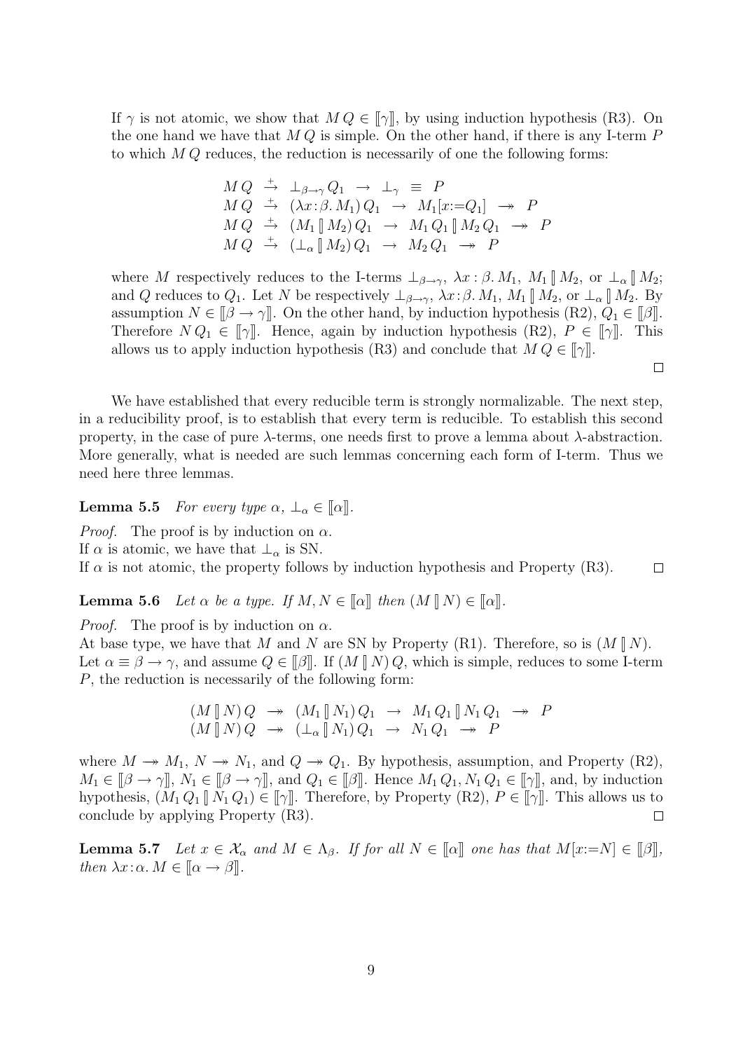If $\gamma$ is not atomic, we show that $M\,Q \in [\![\gamma]\!]$, by using induction hypothesis (R3). On the one hand we have that $M\,Q$ is simple. On the other hand, if there is any I-term $P$ to which $M\,Q$ reduces, the reduction is necessarily of one the following forms:

$$
\begin{array}{lllllll}
M\,Q & \xrightarrow{+} & \bot_{\beta\to\gamma}\,Q_1 & \to & \bot_\gamma & \equiv & P \\
M\,Q & \xrightarrow{+} & (\lambda x\!:\!\beta.\,M_1)\,Q_1 & \to & M_1[x{:=}Q_1] & \twoheadrightarrow & P \\
M\,Q & \xrightarrow{+} & (M_1 \,[\!]\, M_2)\,Q_1 & \to & M_1\,Q_1 \,[\!]\, M_2\,Q_1 & \twoheadrightarrow & P \\
M\,Q & \xrightarrow{+} & (\bot_\alpha \,[\!]\, M_2)\,Q_1 & \to & M_2\,Q_1 & \twoheadrightarrow & P
\end{array}
$$

where $M$ respectively reduces to the I-terms $\bot_{\beta\to\gamma}$, $\lambda x:\beta.\,M_1$, $M_1 \,[\!]\, M_2$, or $\bot_\alpha \,[\!]\, M_2$; and $Q$ reduces to $Q_1$. Let $N$ be respectively $\bot_{\beta\to\gamma}$, $\lambda x\!:\!\beta.\,M_1$, $M_1 \,[\!]\, M_2$, or $\bot_\alpha \,[\!]\, M_2$. By assumption $N \in [\![\beta \to \gamma]\!]$. On the other hand, by induction hypothesis (R2), $Q_1 \in [\![\beta]\!]$. Therefore $N\,Q_1 \in [\![\gamma]\!]$. Hence, again by induction hypothesis (R2), $P \in [\![\gamma]\!]$. This allows us to apply induction hypothesis (R3) and conclude that $M\,Q \in [\![\gamma]\!]$.

∎

We have established that every reducible term is strongly normalizable. The next step, in a reducibility proof, is to establish that every term is reducible. To establish this second property, in the case of pure $\lambda$-terms, one needs first to prove a lemma about $\lambda$-abstraction. More generally, what is needed are such lemmas concerning each form of I-term. Thus we need here three lemmas.

**Lemma 5.5** *For every type $\alpha$, $\bot_\alpha \in [\![\alpha]\!]$.*

*Proof.* The proof is by induction on $\alpha$.
If $\alpha$ is atomic, we have that $\bot_\alpha$ is SN.
If $\alpha$ is not atomic, the property follows by induction hypothesis and Property (R3). ∎

**Lemma 5.6** *Let $\alpha$ be a type. If $M, N \in [\![\alpha]\!]$ then $(M \,[\!]\, N) \in [\![\alpha]\!]$.*

*Proof.* The proof is by induction on $\alpha$.
At base type, we have that $M$ and $N$ are SN by Property (R1). Therefore, so is $(M \,[\!]\, N)$.
Let $\alpha \equiv \beta \to \gamma$, and assume $Q \in [\![\beta]\!]$. If $(M \,[\!]\, N)\,Q$, which is simple, reduces to some I-term $P$, the reduction is necessarily of the following form:

$$
\begin{array}{lllllll}
(M \,[\!]\, N)\,Q & \twoheadrightarrow & (M_1 \,[\!]\, N_1)\,Q_1 & \to & M_1\,Q_1 \,[\!]\, N_1\,Q_1 & \twoheadrightarrow & P \\
(M \,[\!]\, N)\,Q & \twoheadrightarrow & (\bot_\alpha \,[\!]\, N_1)\,Q_1 & \to & N_1\,Q_1 & \twoheadrightarrow & P
\end{array}
$$

where $M \twoheadrightarrow M_1$, $N \twoheadrightarrow N_1$, and $Q \twoheadrightarrow Q_1$. By hypothesis, assumption, and Property (R2), $M_1 \in [\![\beta \to \gamma]\!]$, $N_1 \in [\![\beta \to \gamma]\!]$, and $Q_1 \in [\![\beta]\!]$. Hence $M_1\,Q_1, N_1\,Q_1 \in [\![\gamma]\!]$, and, by induction hypothesis, $(M_1\,Q_1 \,[\!]\, N_1\,Q_1) \in [\![\gamma]\!]$. Therefore, by Property (R2), $P \in [\![\gamma]\!]$. This allows us to conclude by applying Property (R3). ∎

**Lemma 5.7** *Let $x \in \mathcal{X}_\alpha$ and $M \in \Lambda_\beta$. If for all $N \in [\![\alpha]\!]$ one has that $M[x{:=}N] \in [\![\beta]\!]$, then $\lambda x\!:\!\alpha.\,M \in [\![\alpha \to \beta]\!]$.*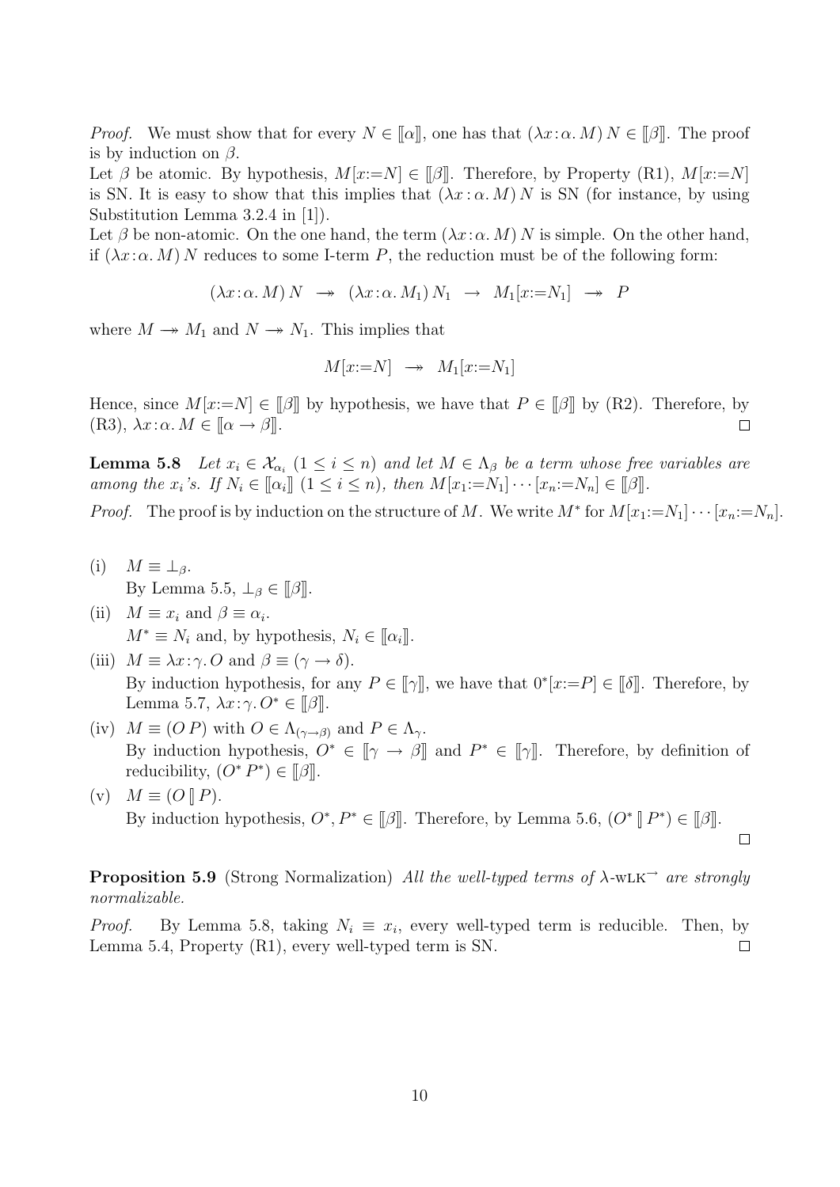*Proof.* We must show that for every $N \in [\![\alpha]\!]$, one has that $(\lambda x{:}\alpha.\, M)\, N \in [\![\beta]\!]$. The proof is by induction on $\beta$.

Let $\beta$ be atomic. By hypothesis, $M[x{:=}N] \in [\![\beta]\!]$. Therefore, by Property (R1), $M[x{:=}N]$ is SN. It is easy to show that this implies that $(\lambda x : \alpha.\, M)\, N$ is SN (for instance, by using Substitution Lemma 3.2.4 in [1]).

Let $\beta$ be non-atomic. On the one hand, the term $(\lambda x{:}\alpha.\, M)\, N$ is simple. On the other hand, if $(\lambda x{:}\alpha.\, M)\, N$ reduces to some I-term $P$, the reduction must be of the following form:

$$(\lambda x : \alpha.\, M)\, N \;\twoheadrightarrow\; (\lambda x : \alpha.\, M_1)\, N_1 \;\rightarrow\; M_1[x{:=}N_1] \;\twoheadrightarrow\; P$$

where $M \twoheadrightarrow M_1$ and $N \twoheadrightarrow N_1$. This implies that

$$M[x{:=}N] \;\twoheadrightarrow\; M_1[x{:=}N_1]$$

Hence, since $M[x{:=}N] \in [\![\beta]\!]$ by hypothesis, we have that $P \in [\![\beta]\!]$ by (R2). Therefore, by (R3), $\lambda x{:}\alpha.\, M \in [\![\alpha \rightarrow \beta]\!]$. $\square$

**Lemma 5.8** *Let $x_i \in \mathcal{X}_{\alpha_i}$ $(1 \leq i \leq n)$ and let $M \in \Lambda_\beta$ be a term whose free variables are among the $x_i$'s. If $N_i \in [\![\alpha_i]\!]$ $(1 \leq i \leq n)$, then $M[x_1{:=}N_1] \cdots [x_n{:=}N_n] \in [\![\beta]\!]$.*

*Proof.* The proof is by induction on the structure of $M$. We write $M^*$ for $M[x_1{:=}N_1] \cdots [x_n{:=}N_n]$.

(i) $M \equiv \bot_\beta$.
By Lemma 5.5, $\bot_\beta \in [\![\beta]\!]$.

(ii) $M \equiv x_i$ and $\beta \equiv \alpha_i$.
$M^* \equiv N_i$ and, by hypothesis, $N_i \in [\![\alpha_i]\!]$.

(iii) $M \equiv \lambda x{:}\gamma.\, O$ and $\beta \equiv (\gamma \rightarrow \delta)$.
By induction hypothesis, for any $P \in [\![\gamma]\!]$, we have that $0^*[x{:=}P] \in [\![\delta]\!]$. Therefore, by Lemma 5.7, $\lambda x{:}\gamma.\, O^* \in [\![\beta]\!]$.

(iv) $M \equiv (O\, P)$ with $O \in \Lambda_{(\gamma \rightarrow \beta)}$ and $P \in \Lambda_\gamma$.
By induction hypothesis, $O^* \in [\![\gamma \rightarrow \beta]\!]$ and $P^* \in [\![\gamma]\!]$. Therefore, by definition of reducibility, $(O^*\, P^*) \in [\![\beta]\!]$.

(v) $M \equiv (O \,[\!]\, P)$.
By induction hypothesis, $O^*, P^* \in [\![\beta]\!]$. Therefore, by Lemma 5.6, $(O^* \,[\!]\, P^*) \in [\![\beta]\!]$.

$\square$

**Proposition 5.9** (Strong Normalization) *All the well-typed terms of $\lambda$-wLK$^{\rightarrow}$ are strongly normalizable.*

*Proof.* By Lemma 5.8, taking $N_i \equiv x_i$, every well-typed term is reducible. Then, by Lemma 5.4, Property (R1), every well-typed term is SN. $\square$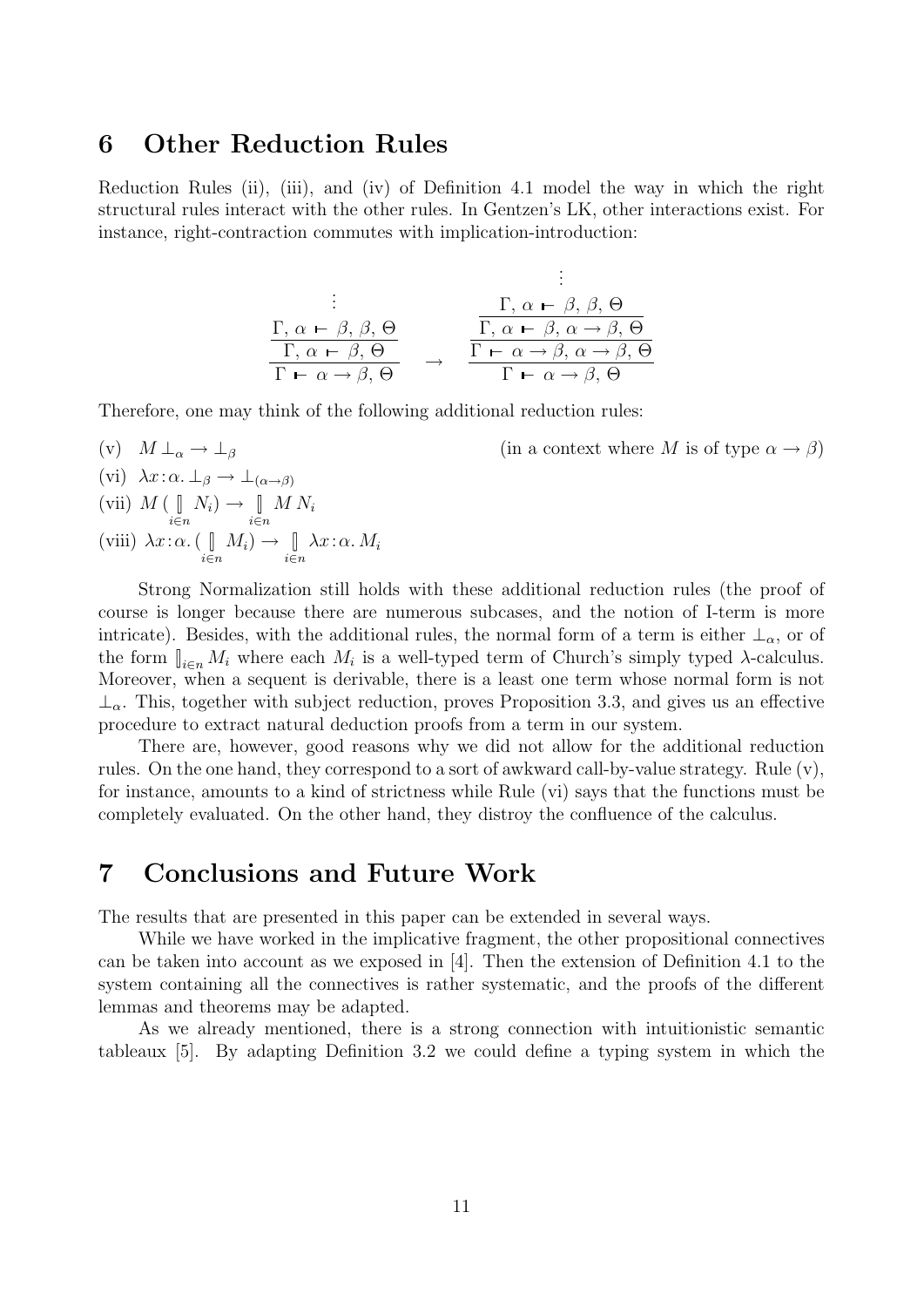## 6 Other Reduction Rules

Reduction Rules (ii), (iii), and (iv) of Definition 4.1 model the way in which the right structural rules interact with the other rules. In Gentzen's LK, other interactions exist. For instance, right-contraction commutes with implication-introduction:

$$
\cfrac{\cfrac{\cfrac{\vdots}{\Gamma,\,\alpha \vdash \beta,\,\beta,\,\Theta}}{\Gamma,\,\alpha \vdash \beta,\,\Theta}}{\Gamma \vdash \alpha \to \beta,\,\Theta}
\quad \to \quad
\cfrac{\cfrac{\cfrac{\cfrac{\vdots}{\Gamma,\,\alpha \vdash \beta,\,\beta,\,\Theta}}{\Gamma,\,\alpha \vdash \beta,\,\alpha \to \beta,\,\Theta}}{\Gamma \vdash \alpha \to \beta,\,\alpha \to \beta,\,\Theta}}{\Gamma \vdash \alpha \to \beta,\,\Theta}
$$

Therefore, one may think of the following additional reduction rules:

(v) $M \perp_\alpha \to \perp_\beta$ (in a context where $M$ is of type $\alpha \to \beta$)

(vi) $\lambda x\!:\!\alpha.\, \perp_\beta \to \perp_{(\alpha\to\beta)}$

(vii) $M\,(\,[\!]_{i\in n}\, N_i) \to [\!]_{i\in n}\, M\, N_i$

(viii) $\lambda x\!:\!\alpha.\,(\,[\!]_{i\in n}\, M_i) \to [\!]_{i\in n}\, \lambda x\!:\!\alpha.\, M_i$

Strong Normalization still holds with these additional reduction rules (the proof of course is longer because there are numerous subcases, and the notion of I-term is more intricate). Besides, with the additional rules, the normal form of a term is either $\perp_\alpha$, or of the form $[\!]_{i\in n} M_i$ where each $M_i$ is a well-typed term of Church's simply typed $\lambda$-calculus. Moreover, when a sequent is derivable, there is a least one term whose normal form is not $\perp_\alpha$. This, together with subject reduction, proves Proposition 3.3, and gives us an effective procedure to extract natural deduction proofs from a term in our system.

There are, however, good reasons why we did not allow for the additional reduction rules. On the one hand, they correspond to a sort of awkward call-by-value strategy. Rule (v), for instance, amounts to a kind of strictness while Rule (vi) says that the functions must be completely evaluated. On the other hand, they distroy the confluence of the calculus.

## 7 Conclusions and Future Work

The results that are presented in this paper can be extended in several ways.

While we have worked in the implicative fragment, the other propositional connectives can be taken into account as we exposed in [4]. Then the extension of Definition 4.1 to the system containing all the connectives is rather systematic, and the proofs of the different lemmas and theorems may be adapted.

As we already mentioned, there is a strong connection with intuitionistic semantic tableaux [5]. By adapting Definition 3.2 we could define a typing system in which the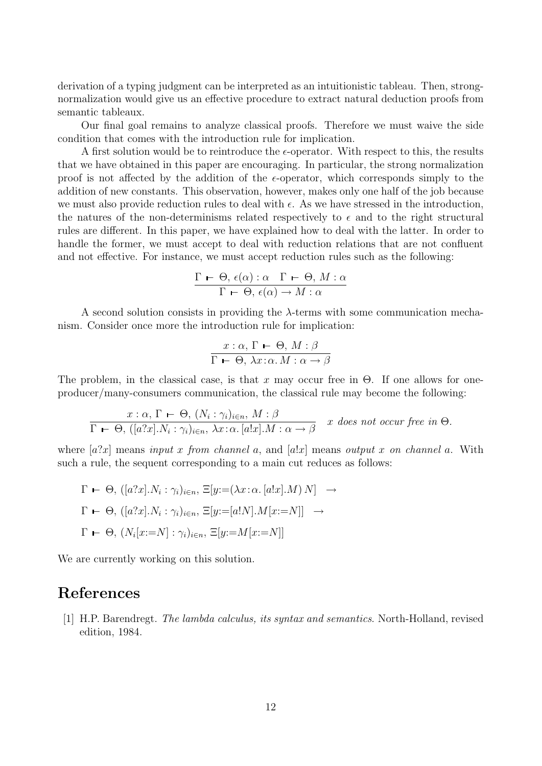derivation of a typing judgment can be interpreted as an intuitionistic tableau. Then, strong-normalization would give us an effective procedure to extract natural deduction proofs from semantic tableaux.

Our final goal remains to analyze classical proofs. Therefore we must waive the side condition that comes with the introduction rule for implication.

A first solution would be to reintroduce the $\epsilon$-operator. With respect to this, the results that we have obtained in this paper are encouraging. In particular, the strong normalization proof is not affected by the addition of the $\epsilon$-operator, which corresponds simply to the addition of new constants. This observation, however, makes only one half of the job because we must also provide reduction rules to deal with $\epsilon$. As we have stressed in the introduction, the natures of the non-determinisms related respectively to $\epsilon$ and to the right structural rules are different. In this paper, we have explained how to deal with the latter. In order to handle the former, we must accept to deal with reduction relations that are not confluent and not effective. For instance, we must accept reduction rules such as the following:

$$\frac{\Gamma \vdash \Theta,\, \epsilon(\alpha) : \alpha \quad \Gamma \vdash \Theta,\, M : \alpha}{\Gamma \vdash \Theta,\, \epsilon(\alpha) \rightarrow M : \alpha}$$

A second solution consists in providing the $\lambda$-terms with some communication mechanism. Consider once more the introduction rule for implication:

$$\frac{x : \alpha,\, \Gamma \vdash \Theta,\, M : \beta}{\Gamma \vdash \Theta,\, \lambda x\!:\!\alpha.\, M : \alpha \rightarrow \beta}$$

The problem, in the classical case, is that $x$ may occur free in $\Theta$. If one allows for one-producer/many-consumers communication, the classical rule may become the following:

$$\frac{x : \alpha,\, \Gamma \vdash \Theta,\, (N_i : \gamma_i)_{i \in n},\, M : \beta}{\Gamma \vdash \Theta,\, ([a?x].N_i : \gamma_i)_{i \in n},\, \lambda x\!:\!\alpha.\, [a!x].M : \alpha \rightarrow \beta} \quad x \textit{ does not occur free in } \Theta.$$

where $[a?x]$ means *input $x$ from channel $a$*, and $[a!x]$ means *output $x$ on channel $a$*. With such a rule, the sequent corresponding to a main cut reduces as follows:

$$\Gamma \vdash \Theta,\, ([a?x].N_i : \gamma_i)_{i \in n},\, \Xi[y{:=}(\lambda x\!:\!\alpha.\, [a!x].M)\, N] \quad \rightarrow$$

$$\Gamma \vdash \Theta,\, ([a?x].N_i : \gamma_i)_{i \in n},\, \Xi[y{:=}[a!N].M[x{:=}N]] \quad \rightarrow$$

$$\Gamma \vdash \Theta,\, (N_i[x{:=}N] : \gamma_i)_{i \in n},\, \Xi[y{:=}M[x{:=}N]]$$

We are currently working on this solution.

# References

[1] H.P. Barendregt. *The lambda calculus, its syntax and semantics*. North-Holland, revised edition, 1984.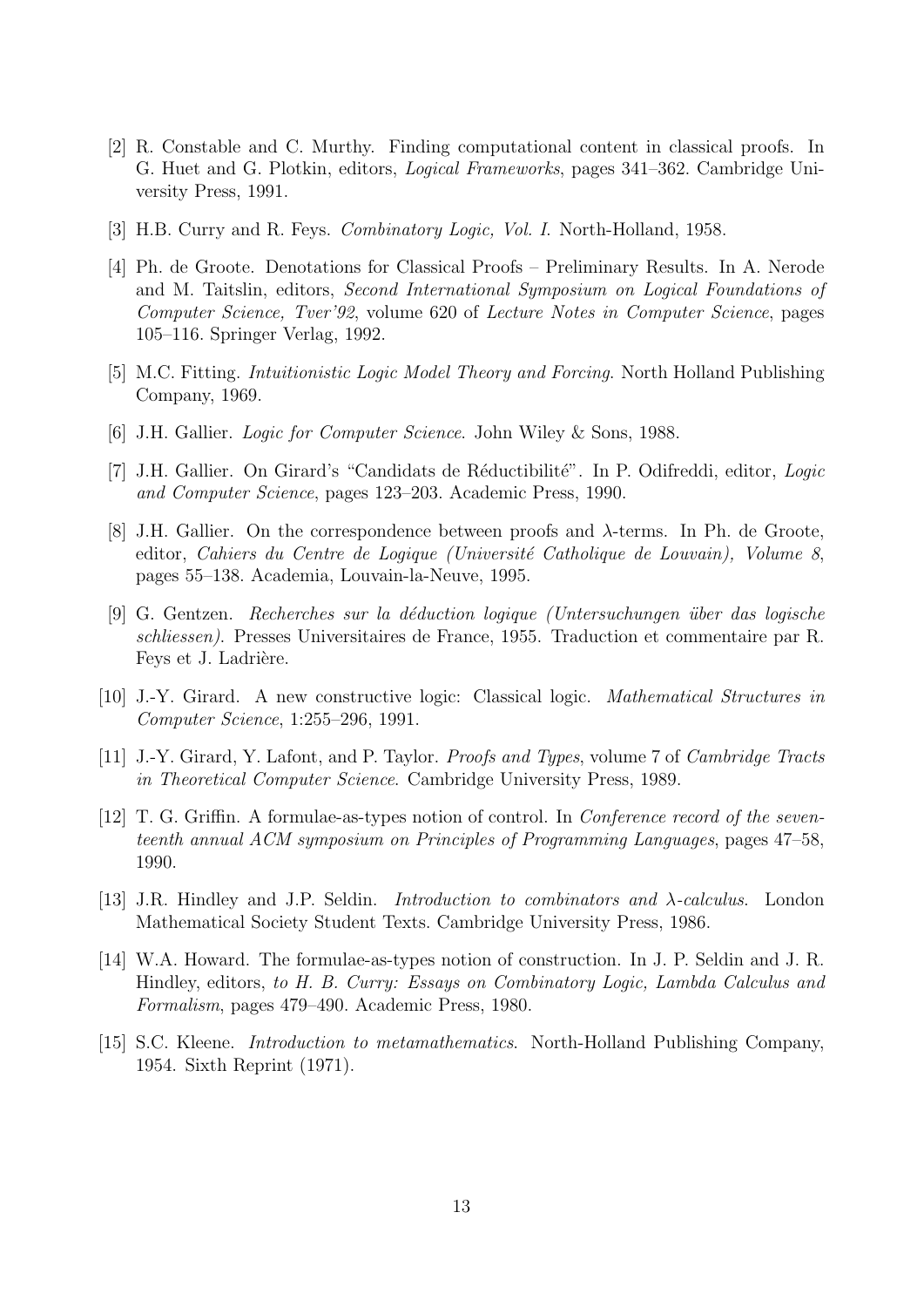[2] R. Constable and C. Murthy. Finding computational content in classical proofs. In G. Huet and G. Plotkin, editors, *Logical Frameworks*, pages 341–362. Cambridge University Press, 1991.

[3] H.B. Curry and R. Feys. *Combinatory Logic, Vol. I*. North-Holland, 1958.

[4] Ph. de Groote. Denotations for Classical Proofs – Preliminary Results. In A. Nerode and M. Taitslin, editors, *Second International Symposium on Logical Foundations of Computer Science, Tver'92*, volume 620 of *Lecture Notes in Computer Science*, pages 105–116. Springer Verlag, 1992.

[5] M.C. Fitting. *Intuitionistic Logic Model Theory and Forcing*. North Holland Publishing Company, 1969.

[6] J.H. Gallier. *Logic for Computer Science*. John Wiley & Sons, 1988.

[7] J.H. Gallier. On Girard's "Candidats de Réductibilité". In P. Odifreddi, editor, *Logic and Computer Science*, pages 123–203. Academic Press, 1990.

[8] J.H. Gallier. On the correspondence between proofs and $\lambda$-terms. In Ph. de Groote, editor, *Cahiers du Centre de Logique (Université Catholique de Louvain), Volume 8*, pages 55–138. Academia, Louvain-la-Neuve, 1995.

[9] G. Gentzen. *Recherches sur la déduction logique (Untersuchungen über das logische schliessen)*. Presses Universitaires de France, 1955. Traduction et commentaire par R. Feys et J. Ladrière.

[10] J.-Y. Girard. A new constructive logic: Classical logic. *Mathematical Structures in Computer Science*, 1:255–296, 1991.

[11] J.-Y. Girard, Y. Lafont, and P. Taylor. *Proofs and Types*, volume 7 of *Cambridge Tracts in Theoretical Computer Science*. Cambridge University Press, 1989.

[12] T. G. Griffin. A formulae-as-types notion of control. In *Conference record of the seventeenth annual ACM symposium on Principles of Programming Languages*, pages 47–58, 1990.

[13] J.R. Hindley and J.P. Seldin. *Introduction to combinators and $\lambda$-calculus*. London Mathematical Society Student Texts. Cambridge University Press, 1986.

[14] W.A. Howard. The formulae-as-types notion of construction. In J. P. Seldin and J. R. Hindley, editors, *to H. B. Curry: Essays on Combinatory Logic, Lambda Calculus and Formalism*, pages 479–490. Academic Press, 1980.

[15] S.C. Kleene. *Introduction to metamathematics*. North-Holland Publishing Company, 1954. Sixth Reprint (1971).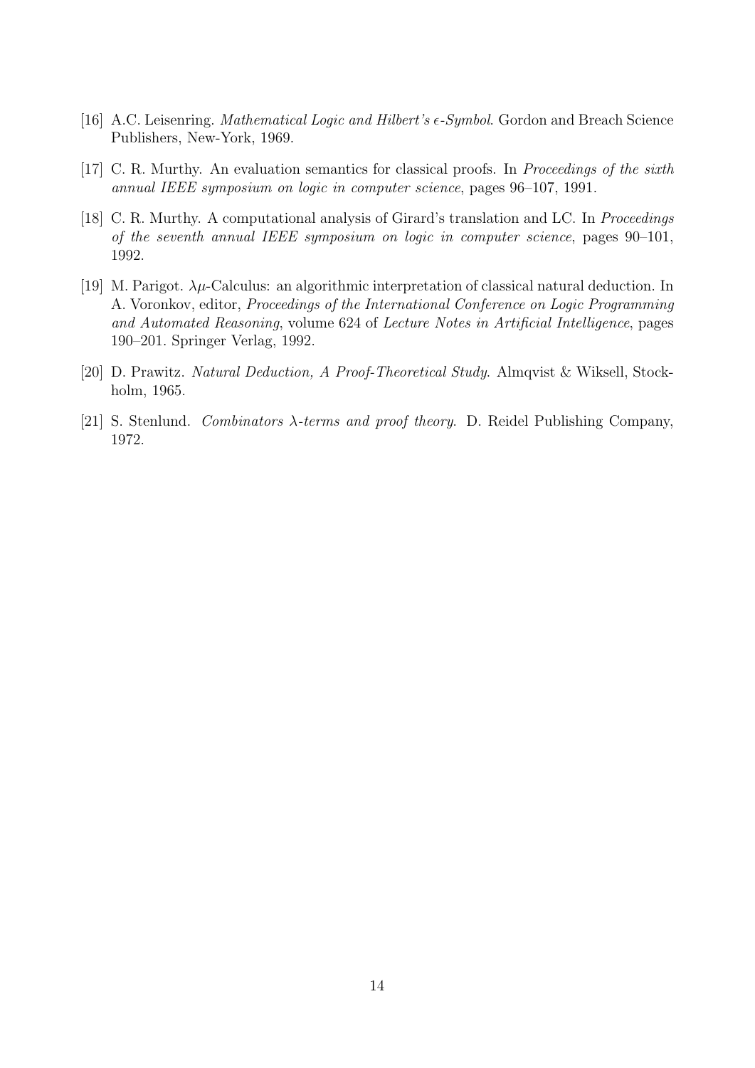[16] A.C. Leisenring. *Mathematical Logic and Hilbert's $\epsilon$-Symbol*. Gordon and Breach Science Publishers, New-York, 1969.

[17] C. R. Murthy. An evaluation semantics for classical proofs. In *Proceedings of the sixth annual IEEE symposium on logic in computer science*, pages 96–107, 1991.

[18] C. R. Murthy. A computational analysis of Girard's translation and LC. In *Proceedings of the seventh annual IEEE symposium on logic in computer science*, pages 90–101, 1992.

[19] M. Parigot. $\lambda\mu$-Calculus: an algorithmic interpretation of classical natural deduction. In A. Voronkov, editor, *Proceedings of the International Conference on Logic Programming and Automated Reasoning*, volume 624 of *Lecture Notes in Artificial Intelligence*, pages 190–201. Springer Verlag, 1992.

[20] D. Prawitz. *Natural Deduction, A Proof-Theoretical Study*. Almqvist & Wiksell, Stockholm, 1965.

[21] S. Stenlund. *Combinators $\lambda$-terms and proof theory*. D. Reidel Publishing Company, 1972.